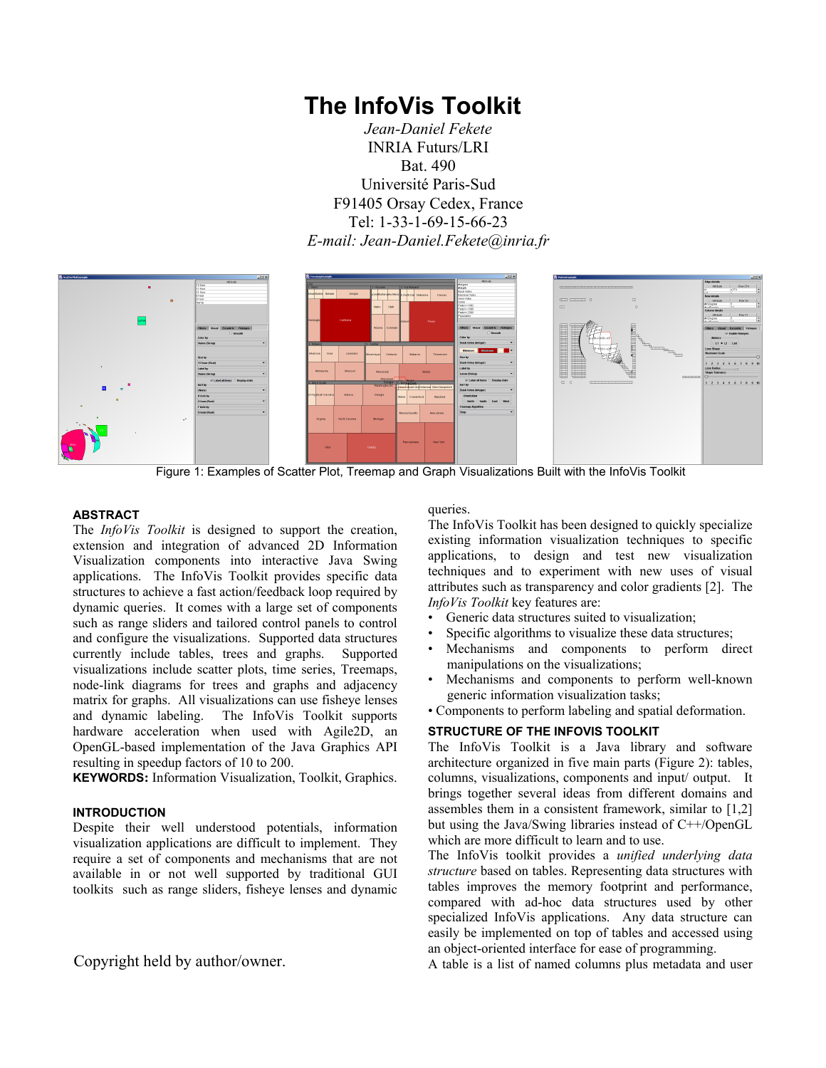# The InfoVis Toolkit

*Jean-Daniel Fekete*
INRIA Futurs/LRI
Bat. 490
Université Paris-Sud
F91405 Orsay Cedex, France
Tel: 1-33-1-69-15-66-23
*E-mail: Jean-Daniel.Fekete@inria.fr*

Figure 1: Examples of Scatter Plot, Treemap and Graph Visualizations Built with the InfoVis Toolkit

## ABSTRACT

The *InfoVis Toolkit* is designed to support the creation, extension and integration of advanced 2D Information Visualization components into interactive Java Swing applications. The InfoVis Toolkit provides specific data structures to achieve a fast action/feedback loop required by dynamic queries. It comes with a large set of components such as range sliders and tailored control panels to control and configure the visualizations. Supported data structures currently include tables, trees and graphs. Supported visualizations include scatter plots, time series, Treemaps, node-link diagrams for trees and graphs and adjacency matrix for graphs. All visualizations can use fisheye lenses and dynamic labeling. The InfoVis Toolkit supports hardware acceleration when used with Agile2D, an OpenGL-based implementation of the Java Graphics API resulting in speedup factors of 10 to 200.

**KEYWORDS:** Information Visualization, Toolkit, Graphics.

## INTRODUCTION

Despite their well understood potentials, information visualization applications are difficult to implement. They require a set of components and mechanisms that are not available in or not well supported by traditional GUI toolkits such as range sliders, fisheye lenses and dynamic queries.

The InfoVis Toolkit has been designed to quickly specialize existing information visualization techniques to specific applications, to design and test new visualization techniques and to experiment with new uses of visual attributes such as transparency and color gradients [2]. The *InfoVis Toolkit* key features are:

- Generic data structures suited to visualization;
- Specific algorithms to visualize these data structures;
- Mechanisms and components to perform direct manipulations on the visualizations;
- Mechanisms and components to perform well-known generic information visualization tasks;
- Components to perform labeling and spatial deformation.

## STRUCTURE OF THE INFOVIS TOOLKIT

The InfoVis Toolkit is a Java library and software architecture organized in five main parts (Figure 2): tables, columns, visualizations, components and input/ output. It brings together several ideas from different domains and assembles them in a consistent framework, similar to [1,2] but using the Java/Swing libraries instead of C++/OpenGL which are more difficult to learn and to use.

The InfoVis toolkit provides a *unified underlying data structure* based on tables. Representing data structures with tables improves the memory footprint and performance, compared with ad-hoc data structures used by other specialized InfoVis applications. Any data structure can easily be implemented on top of tables and accessed using an object-oriented interface for ease of programming.

A table is a list of named columns plus metadata and user

Copyright held by author/owner.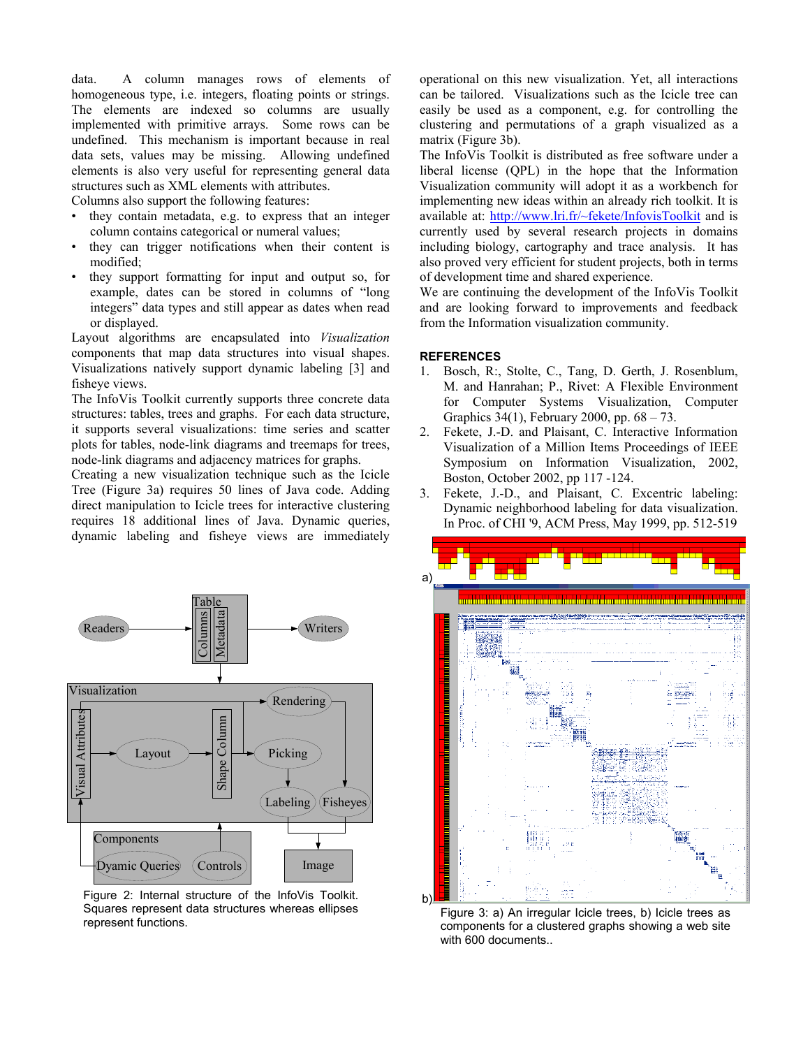data. A column manages rows of elements of homogeneous type, i.e. integers, floating points or strings. The elements are indexed so columns are usually implemented with primitive arrays. Some rows can be undefined. This mechanism is important because in real data sets, values may be missing. Allowing undefined elements is also very useful for representing general data structures such as XML elements with attributes.

Columns also support the following features:

- they contain metadata, e.g. to express that an integer column contains categorical or numeral values;
- they can trigger notifications when their content is modified;
- they support formatting for input and output so, for example, dates can be stored in columns of "long integers" data types and still appear as dates when read or displayed.

Layout algorithms are encapsulated into *Visualization* components that map data structures into visual shapes. Visualizations natively support dynamic labeling [3] and fisheye views.

The InfoVis Toolkit currently supports three concrete data structures: tables, trees and graphs. For each data structure, it supports several visualizations: time series and scatter plots for tables, node-link diagrams and treemaps for trees, node-link diagrams and adjacency matrices for graphs.

Creating a new visualization technique such as the Icicle Tree (Figure 3a) requires 50 lines of Java code. Adding direct manipulation to Icicle trees for interactive clustering requires 18 additional lines of Java. Dynamic queries, dynamic labeling and fisheye views are immediately operational on this new visualization. Yet, all interactions can be tailored. Visualizations such as the Icicle tree can easily be used as a component, e.g. for controlling the clustering and permutations of a graph visualized as a matrix (Figure 3b).

The InfoVis Toolkit is distributed as free software under a liberal license (QPL) in the hope that the Information Visualization community will adopt it as a workbench for implementing new ideas within an already rich toolkit. It is available at: http://www.lri.fr/~fekete/InfovisToolkit and is currently used by several research projects in domains including biology, cartography and trace analysis. It has also proved very efficient for student projects, both in terms of development time and shared experience.

We are continuing the development of the InfoVis Toolkit and are looking forward to improvements and feedback from the Information visualization community.

Table
Columns
Metadata
Readers
Writers
Visualization
Visual Attributes
Layout
Shape Column
Rendering
Picking
Labeling
Fisheyes
Components
Dyamic Queries
Controls
Image

Figure 2: Internal structure of the InfoVis Toolkit. Squares represent data structures whereas ellipses represent functions.

## REFERENCES

1. Bosch, R:, Stolte, C., Tang, D. Gerth, J. Rosenblum, M. and Hanrahan; P., Rivet: A Flexible Environment for Computer Systems Visualization, Computer Graphics 34(1), February 2000, pp. 68 – 73.
2. Fekete, J.-D. and Plaisant, C. Interactive Information Visualization of a Million Items Proceedings of IEEE Symposium on Information Visualization, 2002, Boston, October 2002, pp 117 -124.
3. Fekete, J.-D., and Plaisant, C. Excentric labeling: Dynamic neighborhood labeling for data visualization. In Proc. of CHI '9, ACM Press, May 1999, pp. 512-519

a)

b)

Figure 3: a) An irregular Icicle trees, b) Icicle trees as components for a clustered graphs showing a web site with 600 documents..